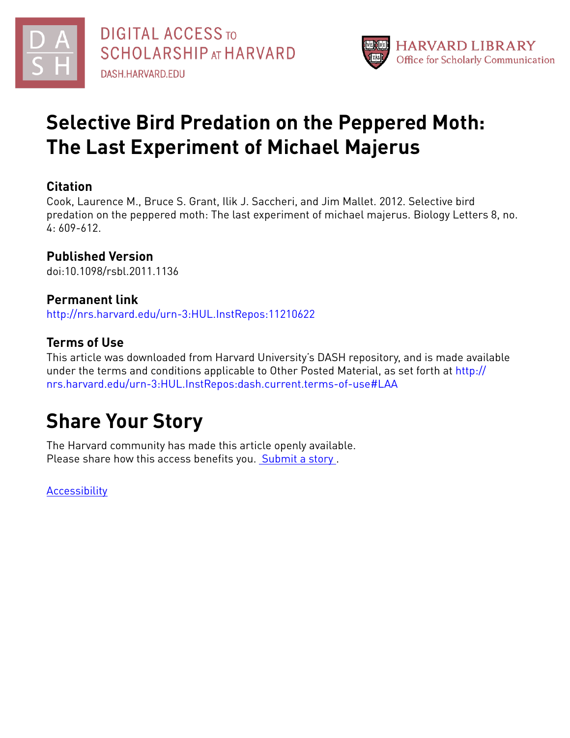# Selective Bird Predation on the Peppered Moth: The Last Experiment of Michael Majerus

## Citation

Cook, Laurence M., Bruce S. Grant, Ilik J. Saccheri, and Jim Mallet. 2012. Selective bird predation on the peppered moth: The last experiment of michael majerus. Biology Letters 8, no. 4: 609-612.

## Published Version

doi:10.1098/rsbl.2011.1136

## Permanent link

http://nrs.harvard.edu/urn-3:HUL.InstRepos:11210622

## Terms of Use

This article was downloaded from Harvard University's DASH repository, and is made available under the terms and conditions applicable to Other Posted Material, as set forth at http://nrs.harvard.edu/urn-3:HUL.InstRepos:dash.current.terms-of-use#LAA

# Share Your Story

The Harvard community has made this article openly available.
Please share how this access benefits you. Submit a story .

Accessibility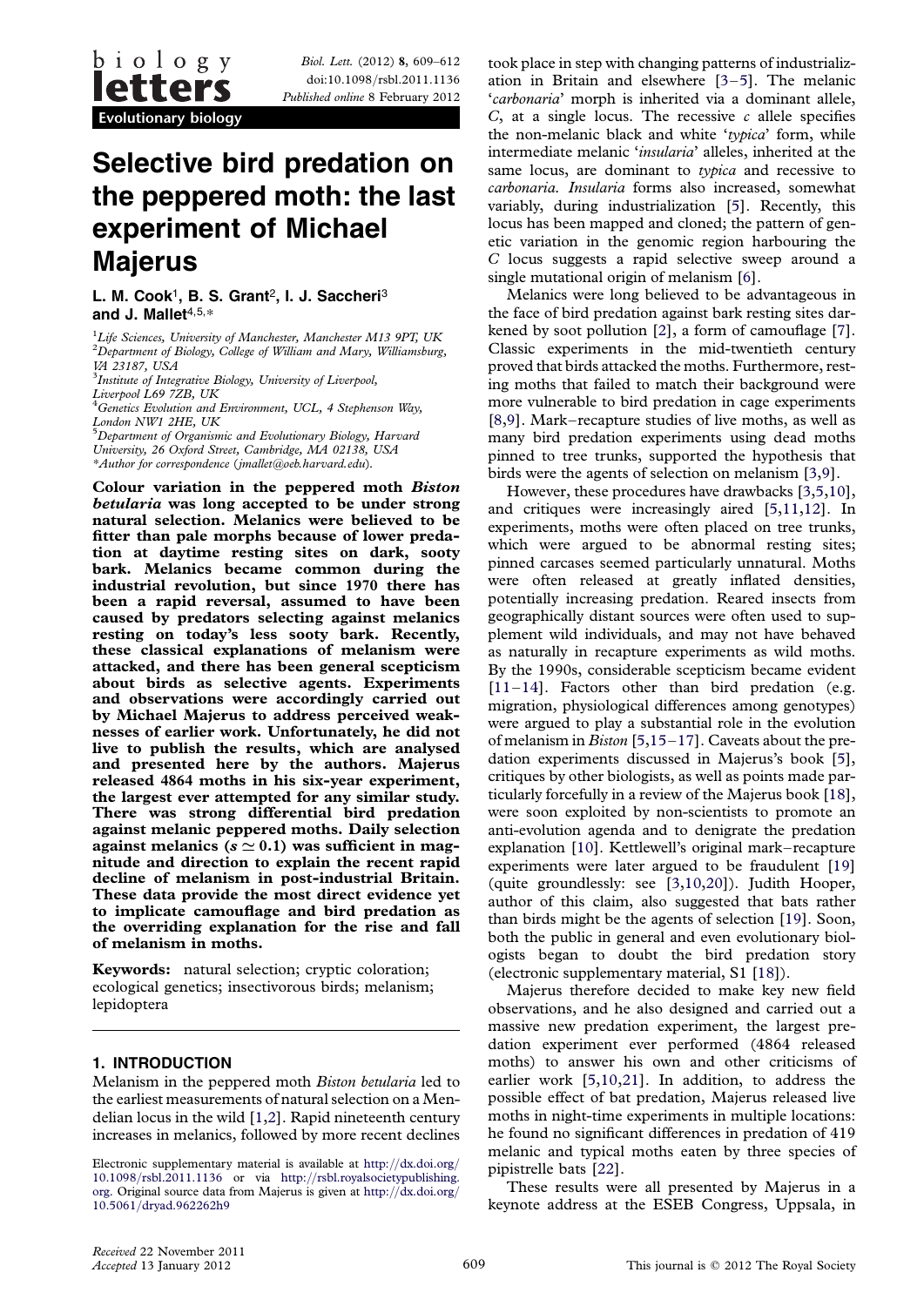# Selective bird predation on the peppered moth: the last experiment of Michael Majerus

**L. M. Cook[1], B. S. Grant[2], I. J. Saccheri[3] and J. Mallet[4,5,*]**

[1]Life Sciences, University of Manchester, Manchester M13 9PT, UK
[2]Department of Biology, College of William and Mary, Williamsburg, VA 23187, USA
[3]Institute of Integrative Biology, University of Liverpool, Liverpool L69 7ZB, UK
[4]Genetics Evolution and Environment, UCL, 4 Stephenson Way, London NW1 2HE, UK
[5]Department of Organismic and Evolutionary Biology, Harvard University, 26 Oxford Street, Cambridge, MA 02138, USA
*Author for correspondence (jmallet@oeb.harvard.edu).

**Colour variation in the peppered moth *Biston betularia* was long accepted to be under strong natural selection. Melanics were believed to be fitter than pale morphs because of lower predation at daytime resting sites on dark, sooty bark. Melanics became common during the industrial revolution, but since 1970 there has been a rapid reversal, assumed to have been caused by predators selecting against melanics resting on today's less sooty bark. Recently, these classical explanations of melanism were attacked, and there has been general scepticism about birds as selective agents. Experiments and observations were accordingly carried out by Michael Majerus to address perceived weaknesses of earlier work. Unfortunately, he did not live to publish the results, which are analysed and presented here by the authors. Majerus released 4864 moths in his six-year experiment, the largest ever attempted for any similar study. There was strong differential bird predation against melanic peppered moths. Daily selection against melanics ($s \simeq 0.1$) was sufficient in magnitude and direction to explain the recent rapid decline of melanism in post-industrial Britain. These data provide the most direct evidence yet to implicate camouflage and bird predation as the overriding explanation for the rise and fall of melanism in moths.**

**Keywords:** natural selection; cryptic coloration; ecological genetics; insectivorous birds; melanism; lepidoptera

## 1. INTRODUCTION

Melanism in the peppered moth *Biston betularia* led to the earliest measurements of natural selection on a Mendelian locus in the wild [1,2]. Rapid nineteenth century increases in melanics, followed by more recent declines took place in step with changing patterns of industrialization in Britain and elsewhere [3–5]. The melanic '*carbonaria*' morph is inherited via a dominant allele, *C*, at a single locus. The recessive *c* allele specifies the non-melanic black and white '*typica*' form, while intermediate melanic '*insularia*' alleles, inherited at the same locus, are dominant to *typica* and recessive to *carbonaria*. *Insularia* forms also increased, somewhat variably, during industrialization [5]. Recently, this locus has been mapped and cloned; the pattern of genetic variation in the genomic region harbouring the *C* locus suggests a rapid selective sweep around a single mutational origin of melanism [6].

Melanics were long believed to be advantageous in the face of bird predation against bark resting sites darkened by soot pollution [2], a form of camouflage [7]. Classic experiments in the mid-twentieth century proved that birds attacked the moths. Furthermore, resting moths that failed to match their background were more vulnerable to bird predation in cage experiments [8,9]. Mark–recapture studies of live moths, as well as many bird predation experiments using dead moths pinned to tree trunks, supported the hypothesis that birds were the agents of selection on melanism [3,9].

However, these procedures have drawbacks [3,5,10], and critiques were increasingly aired [5,11,12]. In experiments, moths were often placed on tree trunks, which were argued to be abnormal resting sites; pinned carcases seemed particularly unnatural. Moths were often released at greatly inflated densities, potentially increasing predation. Reared insects from geographically distant sources were often used to supplement wild individuals, and may not have behaved as naturally in recapture experiments as wild moths. By the 1990s, considerable scepticism became evident [11–14]. Factors other than bird predation (e.g. migration, physiological differences among genotypes) were argued to play a substantial role in the evolution of melanism in *Biston* [5,15–17]. Caveats about the predation experiments discussed in Majerus's book [5], critiques by other biologists, as well as points made particularly forcefully in a review of the Majerus book [18], were soon exploited by non-scientists to promote an anti-evolution agenda and to denigrate the predation explanation [10]. Kettlewell's original mark–recapture experiments were later argued to be fraudulent [19] (quite groundlessly: see [3,10,20]). Judith Hooper, author of this claim, also suggested that bats rather than birds might be the agents of selection [19]. Soon, both the public in general and even evolutionary biologists began to doubt the bird predation story (electronic supplementary material, S1 [18]).

Majerus therefore decided to make key new field observations, and he also designed and carried out a massive new predation experiment, the largest predation experiment ever performed (4864 released moths) to answer his own and other criticisms of earlier work [5,10,21]. In addition, to address the possible effect of bat predation, Majerus released live moths in night-time experiments in multiple locations: he found no significant differences in predation of 419 melanic and typical moths eaten by three species of pipistrelle bats [22].

These results were all presented by Majerus in a keynote address at the ESEB Congress, Uppsala, in

Electronic supplementary material is available at http://dx.doi.org/10.1098/rsbl.2011.1136 or via http://rsbl.royalsocietypublishing.org. Original source data from Majerus is given at http://dx.doi.org/10.5061/dryad.962262h9

Received 22 November 2011
Accepted 13 January 2012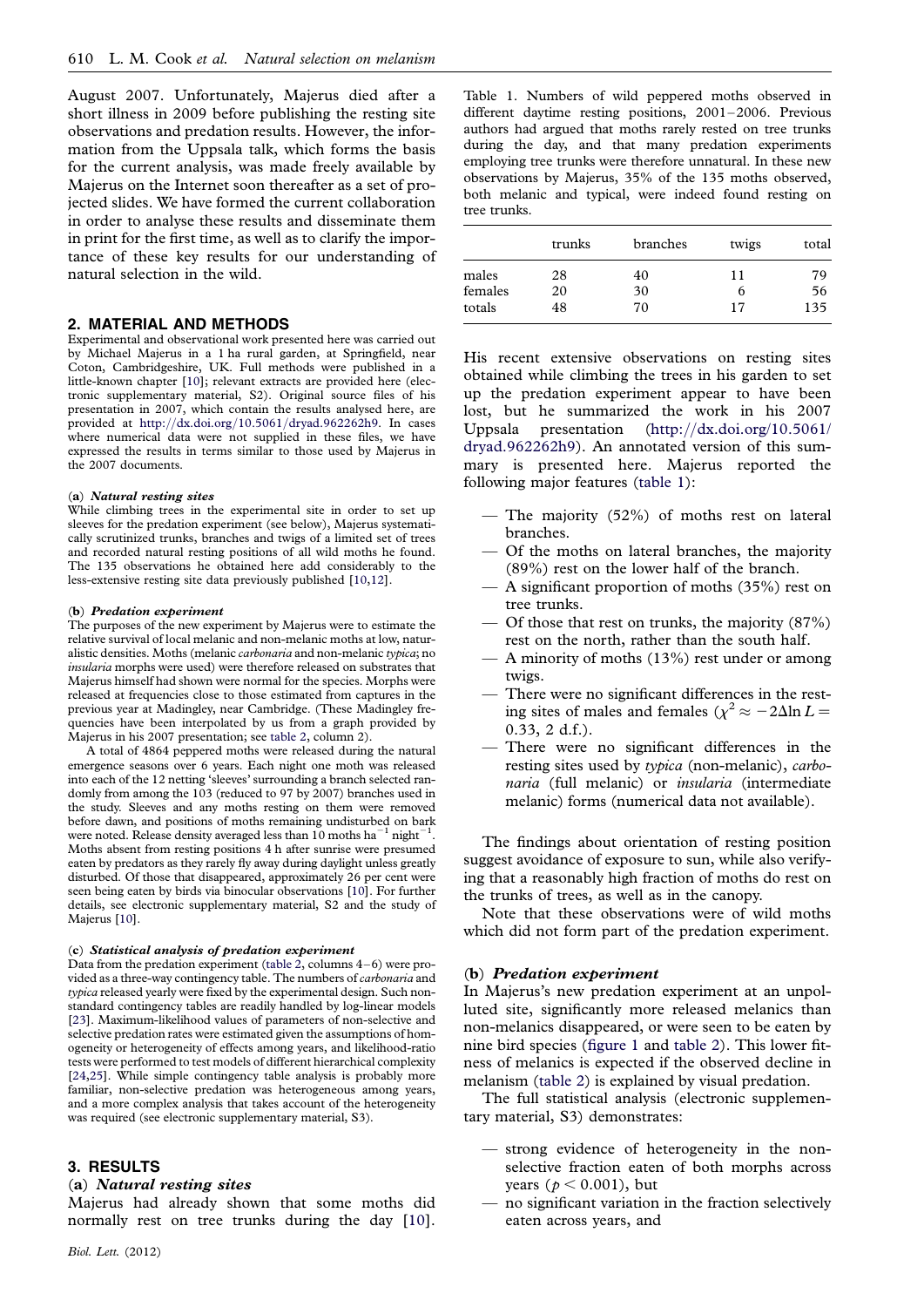August 2007. Unfortunately, Majerus died after a short illness in 2009 before publishing the resting site observations and predation results. However, the information from the Uppsala talk, which forms the basis for the current analysis, was made freely available by Majerus on the Internet soon thereafter as a set of projected slides. We have formed the current collaboration in order to analyse these results and disseminate them in print for the first time, as well as to clarify the importance of these key results for our understanding of natural selection in the wild.

## 2. MATERIAL AND METHODS

Experimental and observational work presented here was carried out by Michael Majerus in a 1 ha rural garden, at Springfield, near Coton, Cambridgeshire, UK. Full methods were published in a little-known chapter [10]; relevant extracts are provided here (electronic supplementary material, S2). Original source files of his presentation in 2007, which contain the results analysed here, are provided at http://dx.doi.org/10.5061/dryad.962262h9. In cases where numerical data were not supplied in these files, we have expressed the results in terms similar to those used by Majerus in the 2007 documents.

### (a) *Natural resting sites*

While climbing trees in the experimental site in order to set up sleeves for the predation experiment (see below), Majerus systematically scrutinized trunks, branches and twigs of a limited set of trees and recorded natural resting positions of all wild moths he found. The 135 observations he obtained here add considerably to the less-extensive resting site data previously published [10,12].

### (b) *Predation experiment*

The purposes of the new experiment by Majerus were to estimate the relative survival of local melanic and non-melanic moths at low, naturalistic densities. Moths (melanic *carbonaria* and non-melanic *typica*; no *insularia* morphs were used) were therefore released on substrates that Majerus himself had shown were normal for the species. Morphs were released at frequencies close to those estimated from captures in the previous year at Madingley, near Cambridge. (These Madingley frequencies have been interpolated by us from a graph provided by Majerus in his 2007 presentation; see table 2, column 2).

A total of 4864 peppered moths were released during the natural emergence seasons over 6 years. Each night one moth was released into each of the 12 netting 'sleeves' surrounding a branch selected randomly from among the 103 (reduced to 97 by 2007) branches used in the study. Sleeves and any moths resting on them were removed before dawn, and positions of moths remaining undisturbed on bark were noted. Release density averaged less than 10 moths $ha^{-1}$ $night^{-1}$. Moths absent from resting positions 4 h after sunrise were presumed eaten by predators as they rarely fly away during daylight unless greatly disturbed. Of those that disappeared, approximately 26 per cent were seen being eaten by birds via binocular observations [10]. For further details, see electronic supplementary material, S2 and the study of Majerus [10].

### (c) *Statistical analysis of predation experiment*

Data from the predation experiment (table 2, columns 4–6) were provided as a three-way contingency table. The numbers of *carbonaria* and *typica* released yearly were fixed by the experimental design. Such non-standard contingency tables are readily handled by log-linear models [23]. Maximum-likelihood values of parameters of non-selective and selective predation rates were estimated given the assumptions of homogeneity or heterogeneity of effects among years, and likelihood-ratio tests were performed to test models of different hierarchical complexity [24,25]. While simple contingency table analysis is probably more familiar, non-selective predation was heterogeneous among years, and a more complex analysis that takes account of the heterogeneity was required (see electronic supplementary material, S3).

## 3. RESULTS

### (a) *Natural resting sites*

Majerus had already shown that some moths did normally rest on tree trunks during the day [10]. His recent extensive observations on resting sites obtained while climbing the trees in his garden to set up the predation experiment appear to have been lost, but he summarized the work in his 2007 Uppsala presentation (http://dx.doi.org/10.5061/dryad.962262h9). An annotated version of this summary is presented here. Majerus reported the following major features (table 1):

Table 1. Numbers of wild peppered moths observed in different daytime resting positions, 2001–2006. Previous authors had argued that moths rarely rested on tree trunks during the day, and that many predation experiments employing tree trunks were therefore unnatural. In these new observations by Majerus, 35% of the 135 moths observed, both melanic and typical, were indeed found resting on tree trunks.

| | trunks | branches | twigs | total |
|---|---|---|---|---|
| males | 28 | 40 | 11 | 79 |
| females | 20 | 30 | 6 | 56 |
| totals | 48 | 70 | 17 | 135 |

- The majority (52%) of moths rest on lateral branches.
- Of the moths on lateral branches, the majority (89%) rest on the lower half of the branch.
- A significant proportion of moths (35%) rest on tree trunks.
- Of those that rest on trunks, the majority (87%) rest on the north, rather than the south half.
- A minority of moths (13%) rest under or among twigs.
- There were no significant differences in the resting sites of males and females ($\chi^2 \approx -2\Delta\ln L = 0.33$, 2 d.f.).
- There were no significant differences in the resting sites used by *typica* (non-melanic), *carbonaria* (full melanic) or *insularia* (intermediate melanic) forms (numerical data not available).

The findings about orientation of resting position suggest avoidance of exposure to sun, while also verifying that a reasonably high fraction of moths do rest on the trunks of trees, as well as in the canopy.

Note that these observations were of wild moths which did not form part of the predation experiment.

### (b) *Predation experiment*

In Majerus's new predation experiment at an unpolluted site, significantly more released melanics than non-melanics disappeared, or were seen to be eaten by nine bird species (figure 1 and table 2). This lower fitness of melanics is expected if the observed decline in melanism (table 2) is explained by visual predation.

The full statistical analysis (electronic supplementary material, S3) demonstrates:

- strong evidence of heterogeneity in the non-selective fraction eaten of both morphs across years ($p < 0.001$), but
- no significant variation in the fraction selectively eaten across years, and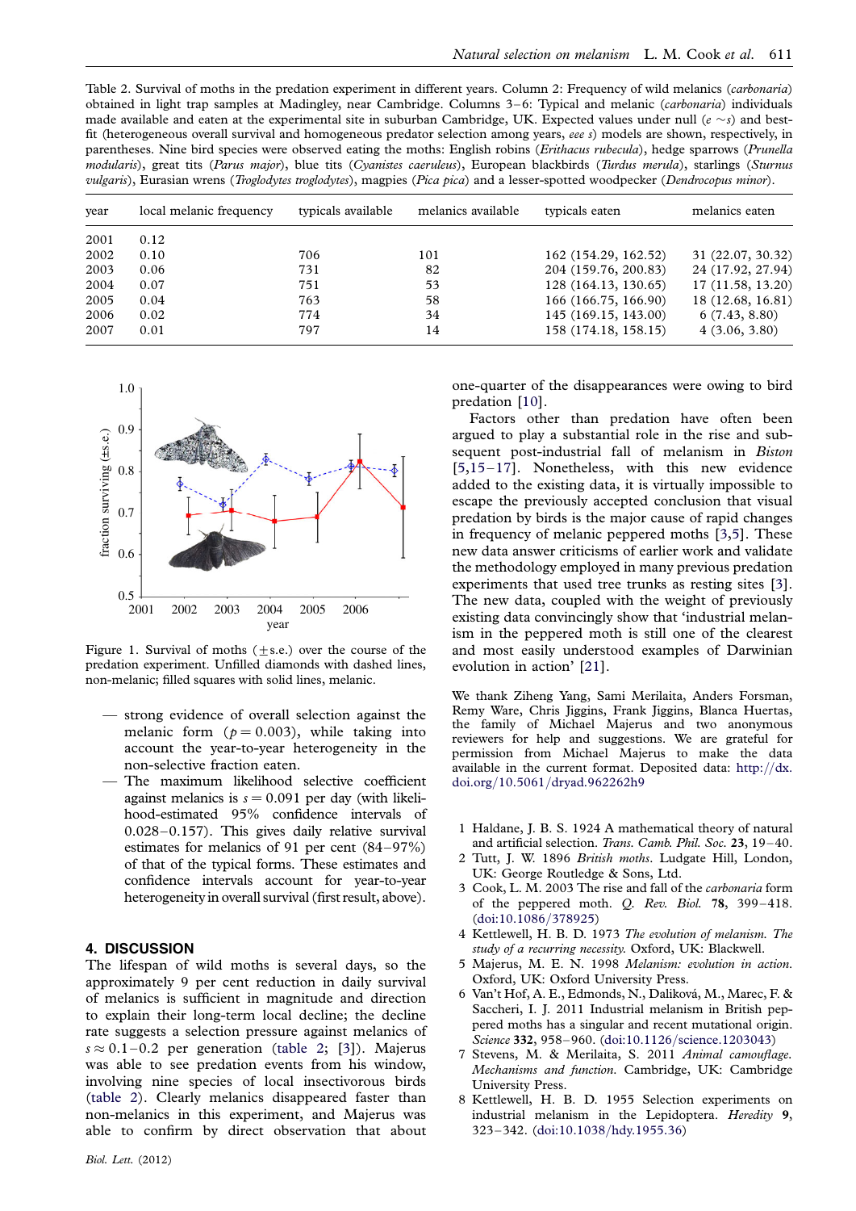Table 2. Survival of moths in the predation experiment in different years. Column 2: Frequency of wild melanics (*carbonaria*) obtained in light trap samples at Madingley, near Cambridge. Columns 3–6: Typical and melanic (*carbonaria*) individuals made available and eaten at the experimental site in suburban Cambridge, UK. Expected values under null ($e \sim s$) and best-fit (heterogeneous overall survival and homogeneous predator selection among years, *eee s*) models are shown, respectively, in parentheses. Nine bird species were observed eating the moths: English robins (*Erithacus rubecula*), hedge sparrows (*Prunella modularis*), great tits (*Parus major*), blue tits (*Cyanistes caeruleus*), European blackbirds (*Turdus merula*), starlings (*Sturnus vulgaris*), Eurasian wrens (*Troglodytes troglodytes*), magpies (*Pica pica*) and a lesser-spotted woodpecker (*Dendrocopus minor*).

| year | local melanic frequency | typicals available | melanics available | typicals eaten | melanics eaten |
|---|---|---|---|---|---|
| 2001 | 0.12 | | | | |
| 2002 | 0.10 | 706 | 101 | 162 (154.29, 162.52) | 31 (22.07, 30.32) |
| 2003 | 0.06 | 731 | 82 | 204 (159.76, 200.83) | 24 (17.92, 27.94) |
| 2004 | 0.07 | 751 | 53 | 128 (164.13, 130.65) | 17 (11.58, 13.20) |
| 2005 | 0.04 | 763 | 58 | 166 (166.75, 166.90) | 18 (12.68, 16.81) |
| 2006 | 0.02 | 774 | 34 | 145 (169.15, 143.00) | 6 (7.43, 8.80) |
| 2007 | 0.01 | 797 | 14 | 158 (174.18, 158.15) | 4 (3.06, 3.80) |

Figure 1. Survival of moths (±s.e.) over the course of the predation experiment. Unfilled diamonds with dashed lines, non-melanic; filled squares with solid lines, melanic.

- strong evidence of overall selection against the melanic form ($p = 0.003$), while taking into account the year-to-year heterogeneity in the non-selective fraction eaten.
- The maximum likelihood selective coefficient against melanics is $s = 0.091$ per day (with likelihood-estimated 95% confidence intervals of 0.028–0.157). This gives daily relative survival estimates for melanics of 91 per cent (84–97%) of that of the typical forms. These estimates and confidence intervals account for year-to-year heterogeneity in overall survival (first result, above).

## 4. DISCUSSION

The lifespan of wild moths is several days, so the approximately 9 per cent reduction in daily survival of melanics is sufficient in magnitude and direction to explain their long-term local decline; the decline rate suggests a selection pressure against melanics of $s \approx 0.1–0.2$ per generation (table 2; [3]). Majerus was able to see predation events from his window, involving nine species of local insectivorous birds (table 2). Clearly melanics disappeared faster than non-melanics in this experiment, and Majerus was able to confirm by direct observation that about one-quarter of the disappearances were owing to bird predation [10].

Factors other than predation have often been argued to play a substantial role in the rise and subsequent post-industrial fall of melanism in *Biston* [5,15–17]. Nonetheless, with this new evidence added to the existing data, it is virtually impossible to escape the previously accepted conclusion that visual predation by birds is the major cause of rapid changes in frequency of melanic peppered moths [3,5]. These new data answer criticisms of earlier work and validate the methodology employed in many previous predation experiments that used tree trunks as resting sites [3]. The new data, coupled with the weight of previously existing data convincingly show that 'industrial melanism in the peppered moth is still one of the clearest and most easily understood examples of Darwinian evolution in action' [21].

We thank Ziheng Yang, Sami Merilaita, Anders Forsman, Remy Ware, Chris Jiggins, Frank Jiggins, Blanca Huertas, the family of Michael Majerus and two anonymous reviewers for help and suggestions. We are grateful for permission from Michael Majerus to make the data available in the current format. Deposited data: http://dx.doi.org/10.5061/dryad.962262h9

1. Haldane, J. B. S. 1924 A mathematical theory of natural and artificial selection. *Trans. Camb. Phil. Soc.* **23**, 19–40.
2. Tutt, J. W. 1896 *British moths*. Ludgate Hill, London, UK: George Routledge & Sons, Ltd.
3. Cook, L. M. 2003 The rise and fall of the *carbonaria* form of the peppered moth. *Q. Rev. Biol.* **78**, 399–418. (doi:10.1086/378925)
4. Kettlewell, H. B. D. 1973 *The evolution of melanism. The study of a recurring necessity*. Oxford, UK: Blackwell.
5. Majerus, M. E. N. 1998 *Melanism: evolution in action*. Oxford, UK: Oxford University Press.
6. Van't Hof, A. E., Edmonds, N., Daliková, M., Marec, F. & Saccheri, I. J. 2011 Industrial melanism in British peppered moths has a singular and recent mutational origin. *Science* **332**, 958–960. (doi:10.1126/science.1203043)
7. Stevens, M. & Merilaita, S. 2011 *Animal camouflage. Mechanisms and function*. Cambridge, UK: Cambridge University Press.
8. Kettlewell, H. B. D. 1955 Selection experiments on industrial melanism in the Lepidoptera. *Heredity* **9**, 323–342. (doi:10.1038/hdy.1955.36)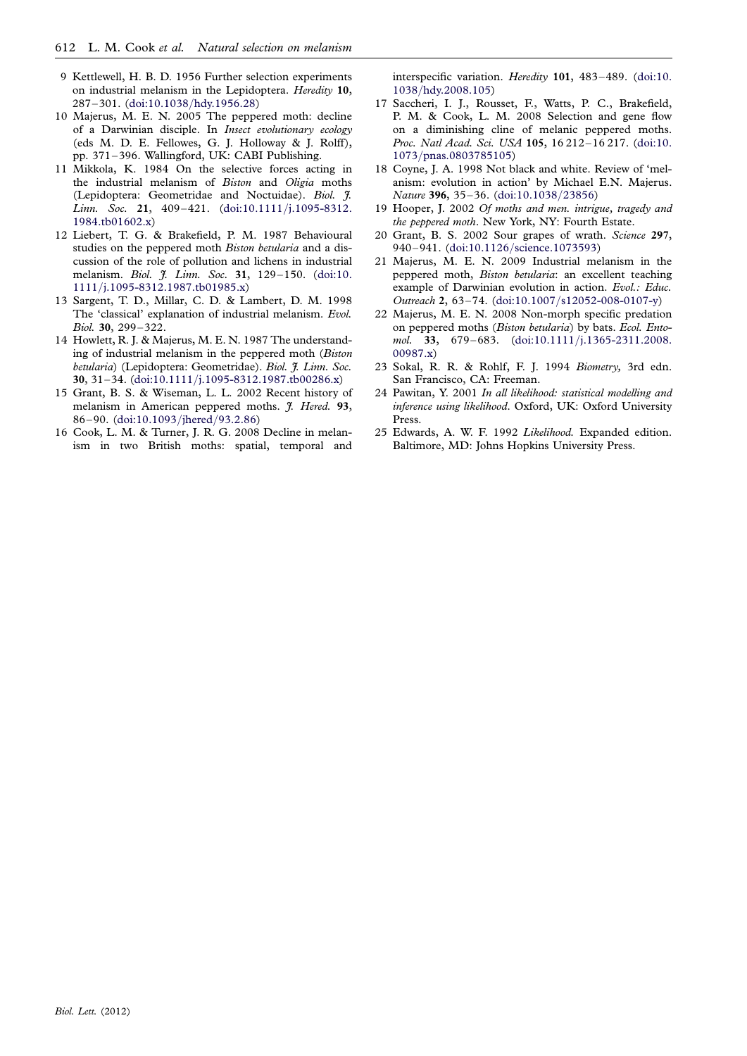9 Kettlewell, H. B. D. 1956 Further selection experiments on industrial melanism in the Lepidoptera. *Heredity* **10**, 287–301. (doi:10.1038/hdy.1956.28)

10 Majerus, M. E. N. 2005 The peppered moth: decline of a Darwinian disciple. In *Insect evolutionary ecology* (eds M. D. E. Fellowes, G. J. Holloway & J. Rolff), pp. 371–396. Wallingford, UK: CABI Publishing.

11 Mikkola, K. 1984 On the selective forces acting in the industrial melanism of *Biston* and *Oligia* moths (Lepidoptera: Geometridae and Noctuidae). *Biol. J. Linn. Soc.* **21**, 409–421. (doi:10.1111/j.1095-8312.1984.tb01602.x)

12 Liebert, T. G. & Brakefield, P. M. 1987 Behavioural studies on the peppered moth *Biston betularia* and a discussion of the role of pollution and lichens in industrial melanism. *Biol. J. Linn. Soc.* **31**, 129–150. (doi:10.1111/j.1095-8312.1987.tb01985.x)

13 Sargent, T. D., Millar, C. D. & Lambert, D. M. 1998 The 'classical' explanation of industrial melanism. *Evol. Biol.* **30**, 299–322.

14 Howlett, R. J. & Majerus, M. E. N. 1987 The understanding of industrial melanism in the peppered moth (*Biston betularia*) (Lepidoptera: Geometridae). *Biol. J. Linn. Soc.* **30**, 31–34. (doi:10.1111/j.1095-8312.1987.tb00286.x)

15 Grant, B. S. & Wiseman, L. L. 2002 Recent history of melanism in American peppered moths. *J. Hered.* **93**, 86–90. (doi:10.1093/jhered/93.2.86)

16 Cook, L. M. & Turner, J. R. G. 2008 Decline in melanism in two British moths: spatial, temporal and interspecific variation. *Heredity* **101**, 483–489. (doi:10.1038/hdy.2008.105)

17 Saccheri, I. J., Rousset, F., Watts, P. C., Brakefield, P. M. & Cook, L. M. 2008 Selection and gene flow on a diminishing cline of melanic peppered moths. *Proc. Natl Acad. Sci. USA* **105**, 16 212–16 217. (doi:10.1073/pnas.0803785105)

18 Coyne, J. A. 1998 Not black and white. Review of 'melanism: evolution in action' by Michael E.N. Majerus. *Nature* **396**, 35–36. (doi:10.1038/23856)

19 Hooper, J. 2002 *Of moths and men. intrigue, tragedy and the peppered moth*. New York, NY: Fourth Estate.

20 Grant, B. S. 2002 Sour grapes of wrath. *Science* **297**, 940–941. (doi:10.1126/science.1073593)

21 Majerus, M. E. N. 2009 Industrial melanism in the peppered moth, *Biston betularia*: an excellent teaching example of Darwinian evolution in action. *Evol.: Educ. Outreach* **2**, 63–74. (doi:10.1007/s12052-008-0107-y)

22 Majerus, M. E. N. 2008 Non-morph specific predation on peppered moths (*Biston betularia*) by bats. *Ecol. Entomol.* **33**, 679–683. (doi:10.1111/j.1365-2311.2008.00987.x)

23 Sokal, R. R. & Rohlf, F. J. 1994 *Biometry,* 3rd edn. San Francisco, CA: Freeman.

24 Pawitan, Y. 2001 *In all likelihood: statistical modelling and inference using likelihood*. Oxford, UK: Oxford University Press.

25 Edwards, A. W. F. 1992 *Likelihood.* Expanded edition. Baltimore, MD: Johns Hopkins University Press.